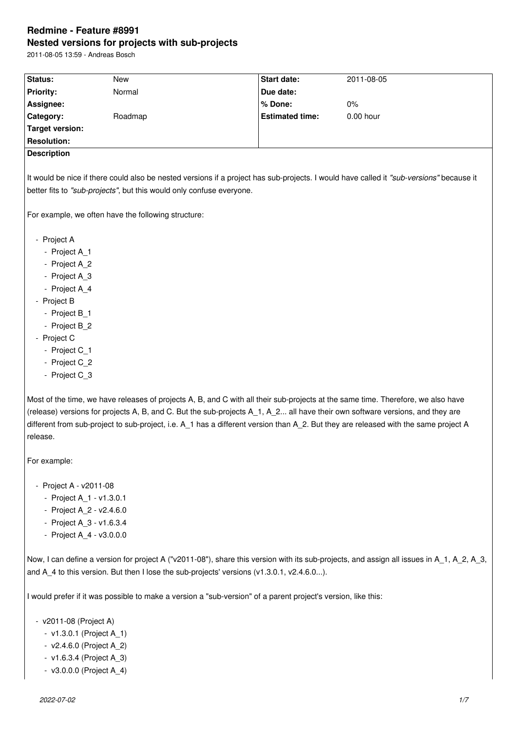# Redmine - Feature #8991

## Nested versions for projects with sub-projects

2011-08-05 13:59 - Andreas Bosch

| Status: | New | Start date: | 2011-08-05 |
|---|---|---|---|
| Priority: | Normal | Due date: | |
| Assignee: | | % Done: | 0% |
| Category: | Roadmap | Estimated time: | 0.00 hour |
| Target version: | | | |
| Resolution: | | | |

**Description**

It would be nice if there could also be nested versions if a project has sub-projects. I would have called it *"sub-versions"* because it better fits to *"sub-projects"*, but this would only confuse everyone.

For example, we often have the following structure:

- Project A
  - Project A_1
  - Project A_2
  - Project A_3
  - Project A_4
- Project B
  - Project B_1
  - Project B_2
- Project C
  - Project C_1
  - Project C_2
  - Project C_3

Most of the time, we have releases of projects A, B, and C with all their sub-projects at the same time. Therefore, we also have (release) versions for projects A, B, and C. But the sub-projects A_1, A_2... all have their own software versions, and they are different from sub-project to sub-project, i.e. A_1 has a different version than A_2. But they are released with the same project A release.

For example:

- Project A - v2011-08
  - Project A_1 - v1.3.0.1
  - Project A_2 - v2.4.6.0
  - Project A_3 - v1.6.3.4
  - Project A_4 - v3.0.0.0

Now, I can define a version for project A ("v2011-08"), share this version with its sub-projects, and assign all issues in A_1, A_2, A_3, and A_4 to this version. But then I lose the sub-projects' versions (v1.3.0.1, v2.4.6.0...).

I would prefer if it was possible to make a version a "sub-version" of a parent project's version, like this:

- v2011-08 (Project A)
  - v1.3.0.1 (Project A_1)
  - v2.4.6.0 (Project A_2)
  - v1.6.3.4 (Project A_3)
  - v3.0.0.0 (Project A_4)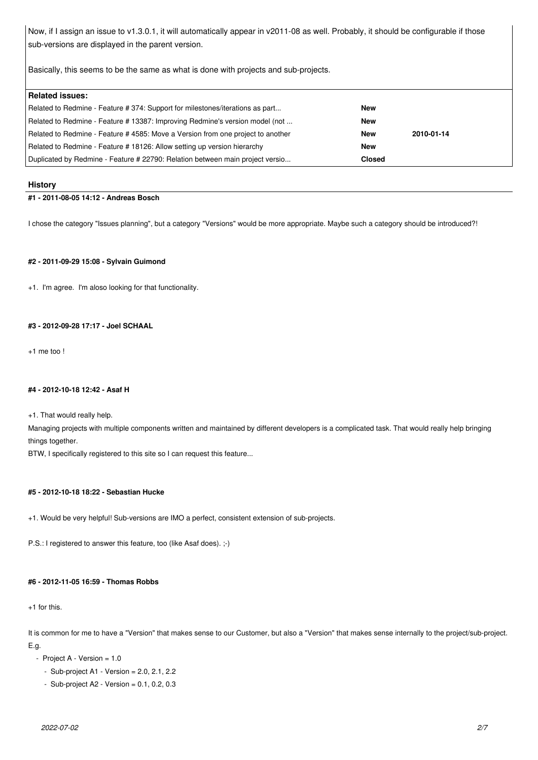Now, if I assign an issue to v1.3.0.1, it will automatically appear in v2011-08 as well. Probably, it should be configurable if those sub-versions are displayed in the parent version.

Basically, this seems to be the same as what is done with projects and sub-projects.

| **Related issues:** | | |
|---|---|---|
| Related to Redmine - Feature # 374: Support for milestones/iterations as part... | **New** | |
| Related to Redmine - Feature # 13387: Improving Redmine's version model (not ... | **New** | |
| Related to Redmine - Feature # 4585: Move a Version from one project to another | **New** | **2010-01-14** |
| Related to Redmine - Feature # 18126: Allow setting up version hierarchy | **New** | |
| Duplicated by Redmine - Feature # 22790: Relation between main project versio... | **Closed** | |

## History

#### #1 - 2011-08-05 14:12 - Andreas Bosch

I chose the category "Issues planning", but a category "Versions" would be more appropriate. Maybe such a category should be introduced?!

#### #2 - 2011-09-29 15:08 - Sylvain Guimond

+1. I'm agree. I'm aloso looking for that functionality.

#### #3 - 2012-09-28 17:17 - Joel SCHAAL

+1 me too !

#### #4 - 2012-10-18 12:42 - Asaf H

+1. That would really help.

Managing projects with multiple components written and maintained by different developers is a complicated task. That would really help bringing things together.

BTW, I specifically registered to this site so I can request this feature...

#### #5 - 2012-10-18 18:22 - Sebastian Hucke

+1. Would be very helpful! Sub-versions are IMO a perfect, consistent extension of sub-projects.

P.S.: I registered to answer this feature, too (like Asaf does). ;-)

#### #6 - 2012-11-05 16:59 - Thomas Robbs

+1 for this.

It is common for me to have a "Version" that makes sense to our Customer, but also a "Version" that makes sense internally to the project/sub-project.

E.g.

- Project A - Version = 1.0
  - Sub-project A1 - Version = 2.0, 2.1, 2.2
  - Sub-project A2 - Version = 0.1, 0.2, 0.3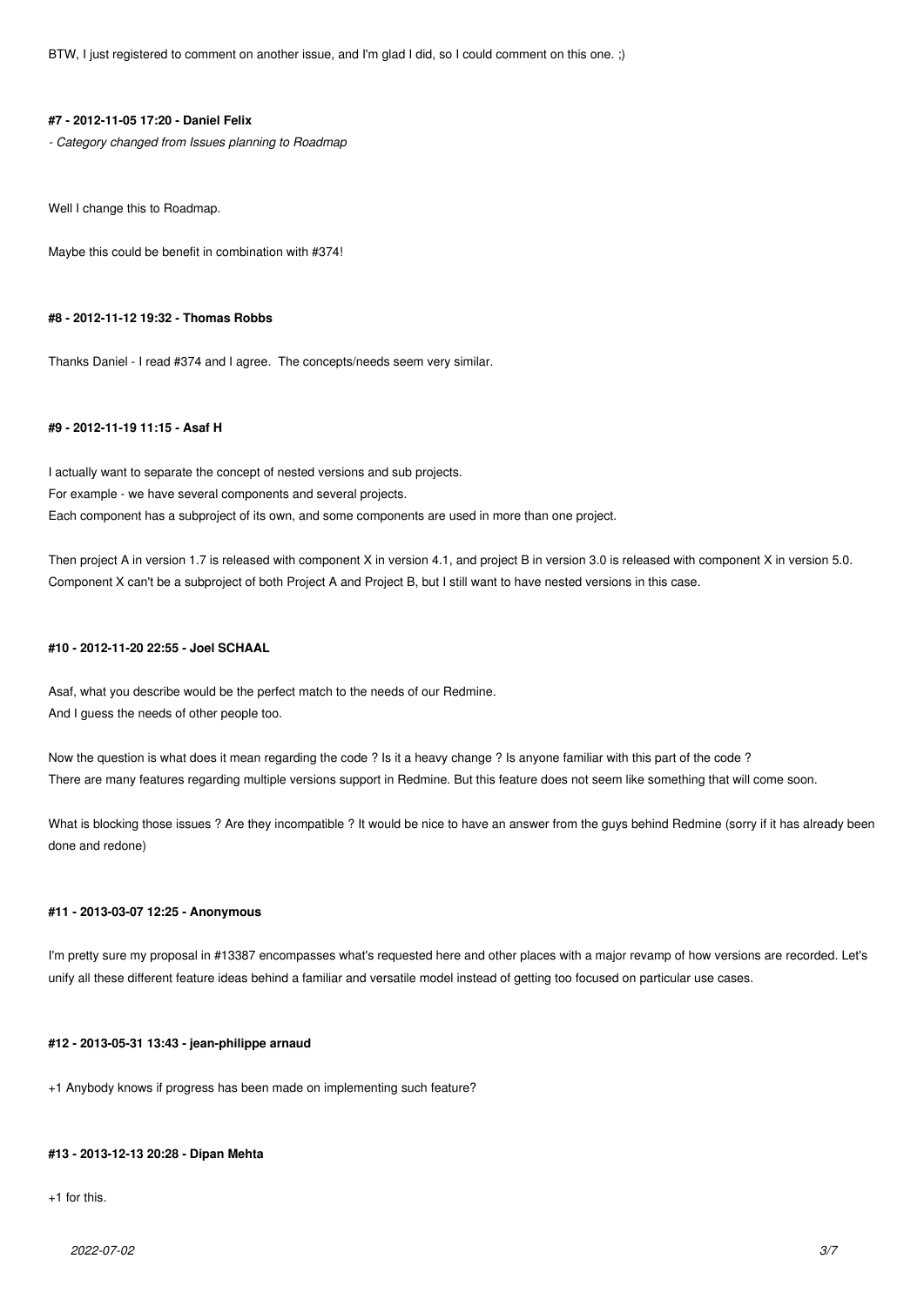BTW, I just registered to comment on another issue, and I'm glad I did, so I could comment on this one. ;)

#### #7 - 2012-11-05 17:20 - Daniel Felix

*- Category changed from Issues planning to Roadmap*

Well I change this to Roadmap.

Maybe this could be benefit in combination with #374!

#### #8 - 2012-11-12 19:32 - Thomas Robbs

Thanks Daniel - I read #374 and I agree. The concepts/needs seem very similar.

#### #9 - 2012-11-19 11:15 - Asaf H

I actually want to separate the concept of nested versions and sub projects.
For example - we have several components and several projects.
Each component has a subproject of its own, and some components are used in more than one project.

Then project A in version 1.7 is released with component X in version 4.1, and project B in version 3.0 is released with component X in version 5.0.
Component X can't be a subproject of both Project A and Project B, but I still want to have nested versions in this case.

#### #10 - 2012-11-20 22:55 - Joel SCHAAL

Asaf, what you describe would be the perfect match to the needs of our Redmine.
And I guess the needs of other people too.

Now the question is what does it mean regarding the code ? Is it a heavy change ? Is anyone familiar with this part of the code ?
There are many features regarding multiple versions support in Redmine. But this feature does not seem like something that will come soon.

What is blocking those issues ? Are they incompatible ? It would be nice to have an answer from the guys behind Redmine (sorry if it has already been done and redone)

#### #11 - 2013-03-07 12:25 - Anonymous

I'm pretty sure my proposal in #13387 encompasses what's requested here and other places with a major revamp of how versions are recorded. Let's unify all these different feature ideas behind a familiar and versatile model instead of getting too focused on particular use cases.

#### #12 - 2013-05-31 13:43 - jean-philippe arnaud

+1 Anybody knows if progress has been made on implementing such feature?

#### #13 - 2013-12-13 20:28 - Dipan Mehta

+1 for this.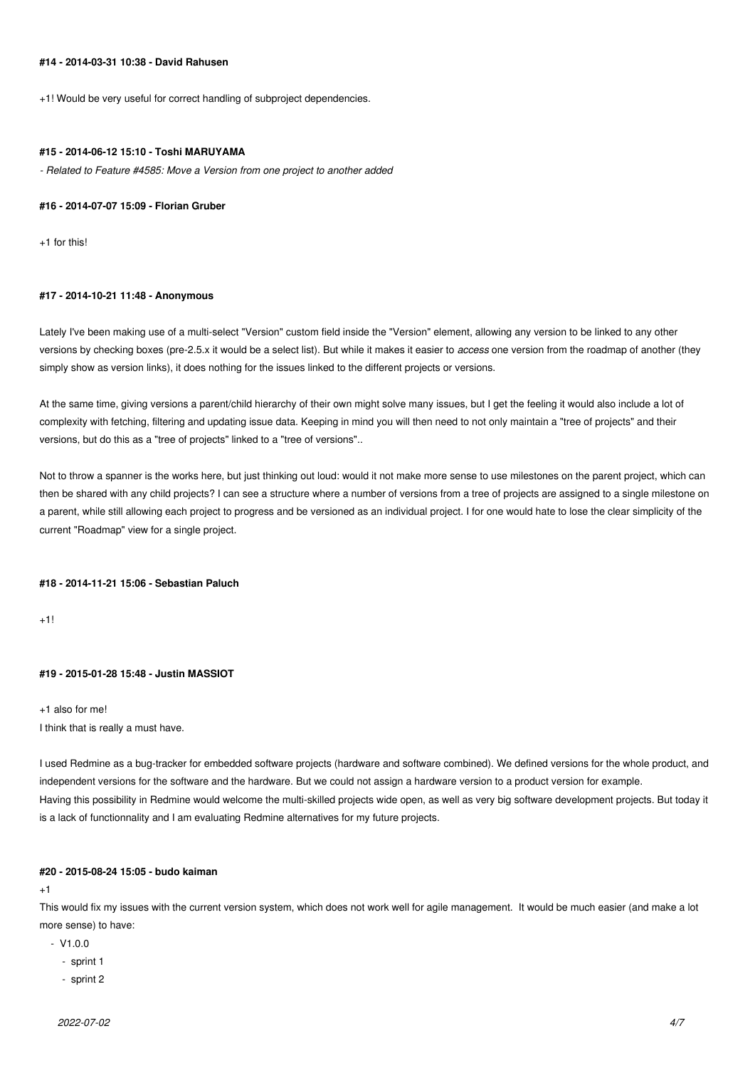#### #14 - 2014-03-31 10:38 - David Rahusen

+1! Would be very useful for correct handling of subproject dependencies.

#### #15 - 2014-06-12 15:10 - Toshi MARUYAMA

*- Related to Feature #4585: Move a Version from one project to another added*

#### #16 - 2014-07-07 15:09 - Florian Gruber

+1 for this!

#### #17 - 2014-10-21 11:48 - Anonymous

Lately I've been making use of a multi-select "Version" custom field inside the "Version" element, allowing any version to be linked to any other versions by checking boxes (pre-2.5.x it would be a select list). But while it makes it easier to *access* one version from the roadmap of another (they simply show as version links), it does nothing for the issues linked to the different projects or versions.

At the same time, giving versions a parent/child hierarchy of their own might solve many issues, but I get the feeling it would also include a lot of complexity with fetching, filtering and updating issue data. Keeping in mind you will then need to not only maintain a "tree of projects" and their versions, but do this as a "tree of projects" linked to a "tree of versions"..

Not to throw a spanner is the works here, but just thinking out loud: would it not make more sense to use milestones on the parent project, which can then be shared with any child projects? I can see a structure where a number of versions from a tree of projects are assigned to a single milestone on a parent, while still allowing each project to progress and be versioned as an individual project. I for one would hate to lose the clear simplicity of the current "Roadmap" view for a single project.

#### #18 - 2014-11-21 15:06 - Sebastian Paluch

+1!

#### #19 - 2015-01-28 15:48 - Justin MASSIOT

+1 also for me!
I think that is really a must have.

I used Redmine as a bug-tracker for embedded software projects (hardware and software combined). We defined versions for the whole product, and independent versions for the software and the hardware. But we could not assign a hardware version to a product version for example.
Having this possibility in Redmine would welcome the multi-skilled projects wide open, as well as very big software development projects. But today it is a lack of functionnality and I am evaluating Redmine alternatives for my future projects.

#### #20 - 2015-08-24 15:05 - budo kaiman

+1
This would fix my issues with the current version system, which does not work well for agile management. It would be much easier (and make a lot more sense) to have:

- V1.0.0
  - sprint 1
  - sprint 2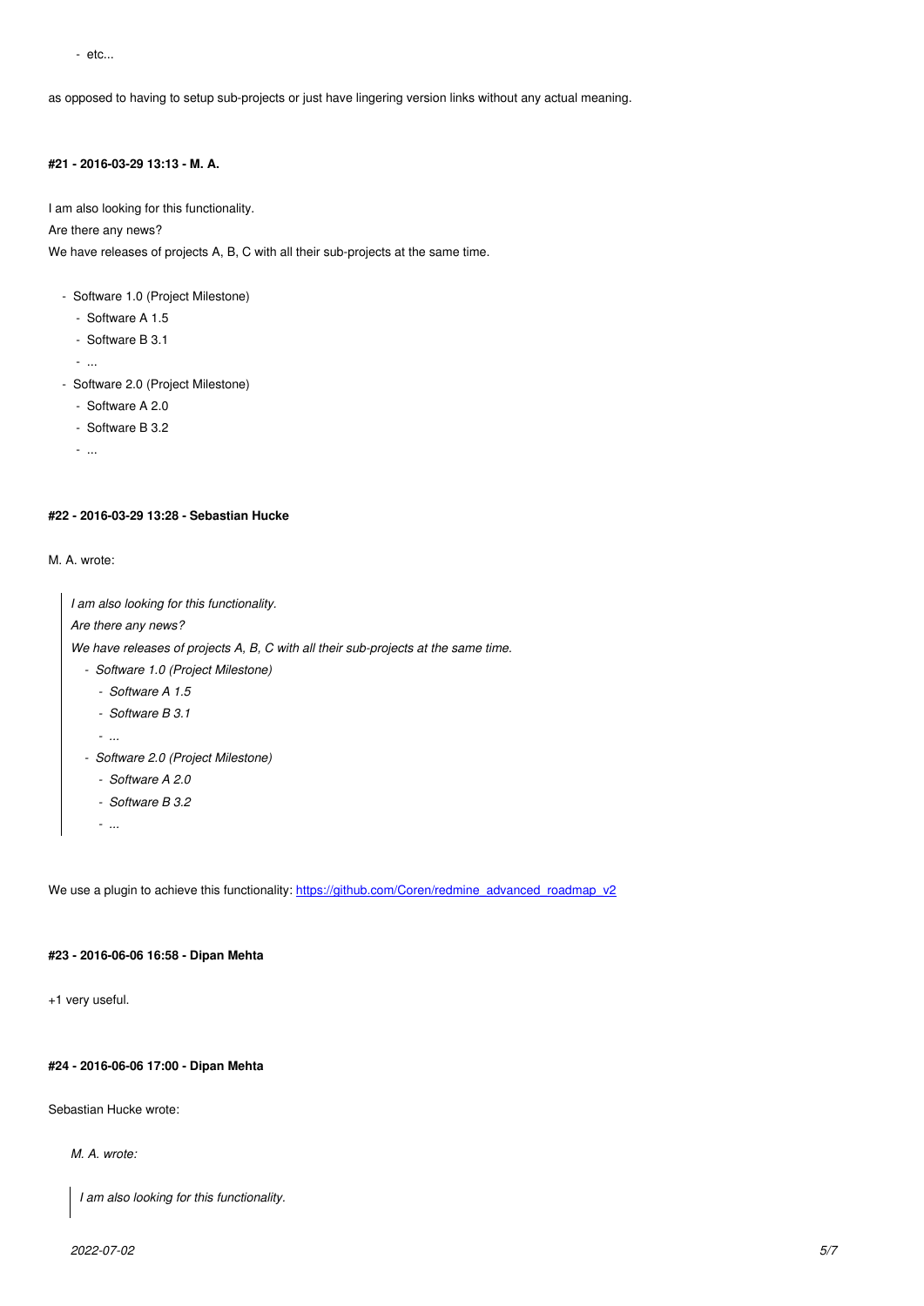- etc...

as opposed to having to setup sub-projects or just have lingering version links without any actual meaning.

#### #21 - 2016-03-29 13:13 - M. A.

I am also looking for this functionality.
Are there any news?
We have releases of projects A, B, C with all their sub-projects at the same time.

- Software 1.0 (Project Milestone)
  - Software A 1.5
  - Software B 3.1
  - ...
- Software 2.0 (Project Milestone)
  - Software A 2.0
  - Software B 3.2
  - ...

#### #22 - 2016-03-29 13:28 - Sebastian Hucke

M. A. wrote:

> *I am also looking for this functionality.*
> *Are there any news?*
> *We have releases of projects A, B, C with all their sub-projects at the same time.*
> - *Software 1.0 (Project Milestone)*
>   - *Software A 1.5*
>   - *Software B 3.1*
>   - *...*
> - *Software 2.0 (Project Milestone)*
>   - *Software A 2.0*
>   - *Software B 3.2*
>   - *...*

We use a plugin to achieve this functionality: https://github.com/Coren/redmine_advanced_roadmap_v2

#### #23 - 2016-06-06 16:58 - Dipan Mehta

+1 very useful.

#### #24 - 2016-06-06 17:00 - Dipan Mehta

Sebastian Hucke wrote:

> *M. A. wrote:*
>
> > *I am also looking for this functionality.*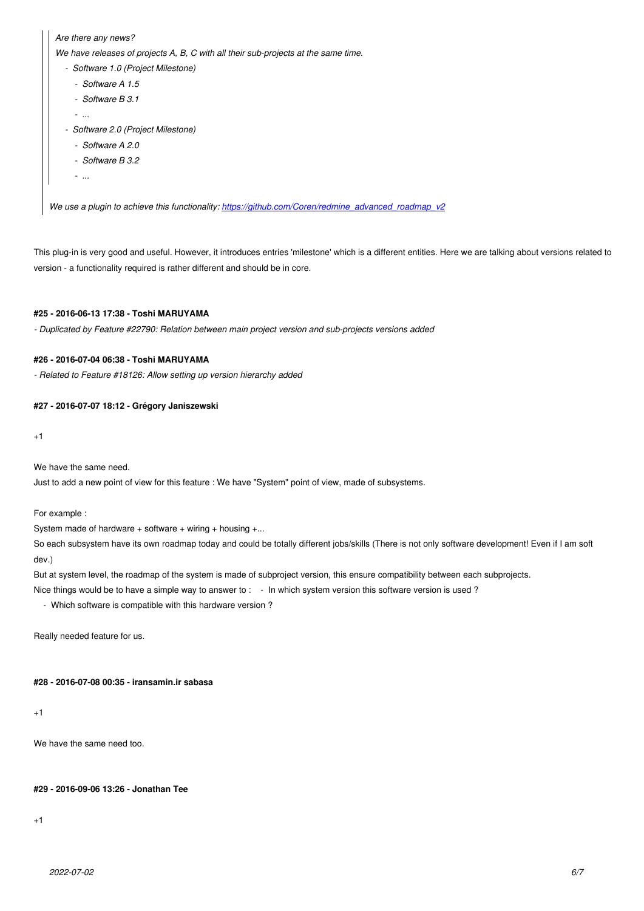> > *Are there any news?*
> > *We have releases of projects A, B, C with all their sub-projects at the same time.*
> > - *Software 1.0 (Project Milestone)*
> >   - *Software A 1.5*
> >   - *Software B 3.1*
> >   - *...*
> > - *Software 2.0 (Project Milestone)*
> >   - *Software A 2.0*
> >   - *Software B 3.2*
> >   - *...*
>
> *We use a plugin to achieve this functionality: [https://github.com/Coren/redmine_advanced_roadmap_v2](https://github.com/Coren/redmine_advanced_roadmap_v2)*

This plug-in is very good and useful. However, it introduces entries 'milestone' which is a different entities. Here we are talking about versions related to version - a functionality required is rather different and should be in core.

#### #25 - 2016-06-13 17:38 - Toshi MARUYAMA

*- Duplicated by Feature #22790: Relation between main project version and sub-projects versions added*

#### #26 - 2016-07-04 06:38 - Toshi MARUYAMA

*- Related to Feature #18126: Allow setting up version hierarchy added*

#### #27 - 2016-07-07 18:12 - Grégory Janiszewski

+1

We have the same need.
Just to add a new point of view for this feature : We have "System" point of view, made of subsystems.

For example :
System made of hardware + software + wiring + housing +...
So each subsystem have its own roadmap today and could be totally different jobs/skills (There is not only software development! Even if I am soft dev.)
But at system level, the roadmap of the system is made of subproject version, this ensure compatibility between each subprojects.
Nice things would be to have a simple way to answer to :  - In which system version this software version is used ?
- Which software is compatible with this hardware version ?

Really needed feature for us.

#### #28 - 2016-07-08 00:35 - iransamin.ir sabasa

+1

We have the same need too.

#### #29 - 2016-09-06 13:26 - Jonathan Tee

+1